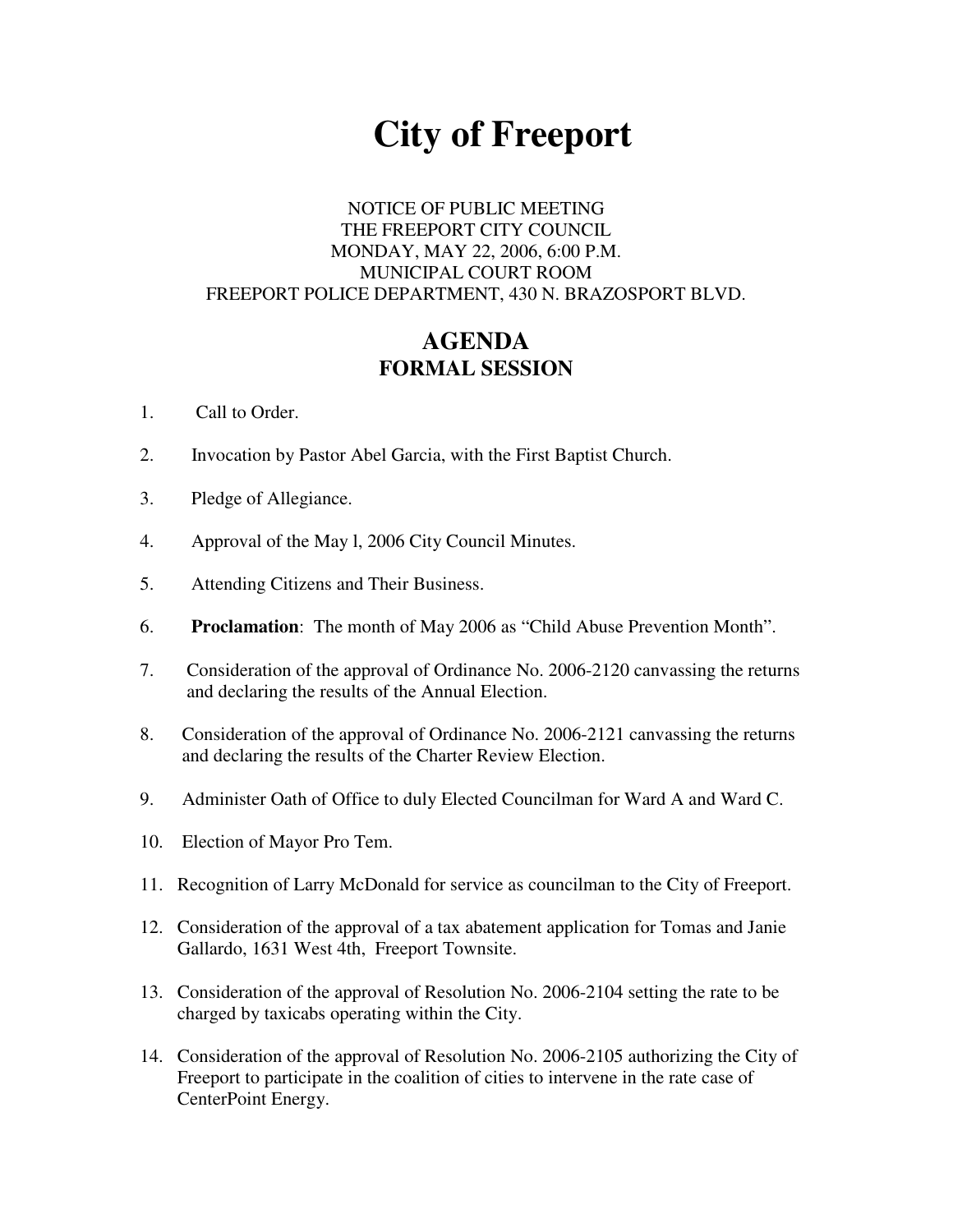# City of Freeport

NOTICE OF PUBLIC MEETING
THE FREEPORT CITY COUNCIL
MONDAY, MAY 22, 2006, 6:00 P.M.
MUNICIPAL COURT ROOM
FREEPORT POLICE DEPARTMENT, 430 N. BRAZOSPORT BLVD.

## AGENDA
### FORMAL SESSION

1. Call to Order.

2. Invocation by Pastor Abel Garcia, with the First Baptist Church.

3. Pledge of Allegiance.

4. Approval of the May l, 2006 City Council Minutes.

5. Attending Citizens and Their Business.

6. **Proclamation**: The month of May 2006 as "Child Abuse Prevention Month".

7. Consideration of the approval of Ordinance No. 2006-2120 canvassing the returns and declaring the results of the Annual Election.

8. Consideration of the approval of Ordinance No. 2006-2121 canvassing the returns and declaring the results of the Charter Review Election.

9. Administer Oath of Office to duly Elected Councilman for Ward A and Ward C.

10. Election of Mayor Pro Tem.

11. Recognition of Larry McDonald for service as councilman to the City of Freeport.

12. Consideration of the approval of a tax abatement application for Tomas and Janie Gallardo, 1631 West 4th, Freeport Townsite.

13. Consideration of the approval of Resolution No. 2006-2104 setting the rate to be charged by taxicabs operating within the City.

14. Consideration of the approval of Resolution No. 2006-2105 authorizing the City of Freeport to participate in the coalition of cities to intervene in the rate case of CenterPoint Energy.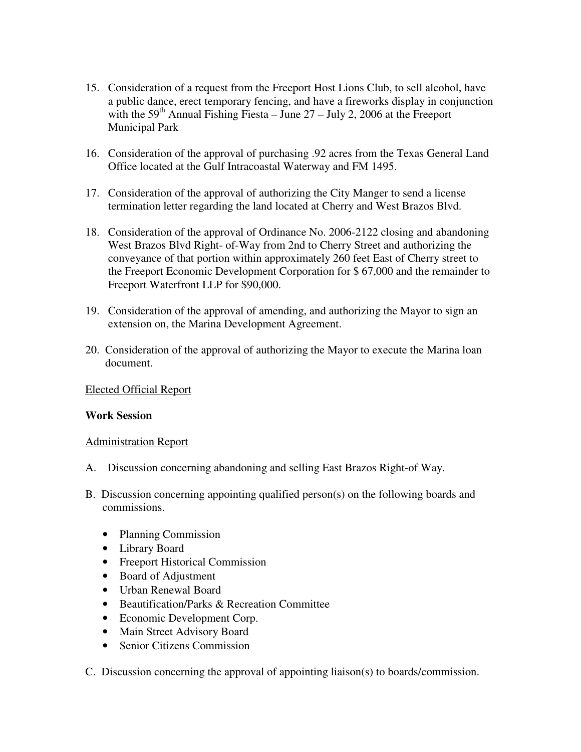15. Consideration of a request from the Freeport Host Lions Club, to sell alcohol, have a public dance, erect temporary fencing, and have a fireworks display in conjunction with the 59th Annual Fishing Fiesta – June 27 – July 2, 2006 at the Freeport Municipal Park

16. Consideration of the approval of purchasing .92 acres from the Texas General Land Office located at the Gulf Intracoastal Waterway and FM 1495.

17. Consideration of the approval of authorizing the City Manger to send a license termination letter regarding the land located at Cherry and West Brazos Blvd.

18. Consideration of the approval of Ordinance No. 2006-2122 closing and abandoning West Brazos Blvd Right- of-Way from 2nd to Cherry Street and authorizing the conveyance of that portion within approximately 260 feet East of Cherry street to the Freeport Economic Development Corporation for $ 67,000 and the remainder to Freeport Waterfront LLP for $90,000.

19. Consideration of the approval of amending, and authorizing the Mayor to sign an extension on, the Marina Development Agreement.

20. Consideration of the approval of authorizing the Mayor to execute the Marina loan document.

<u>Elected Official Report</u>

**Work Session**

<u>Administration Report</u>

A. Discussion concerning abandoning and selling East Brazos Right-of Way.

B. Discussion concerning appointing qualified person(s) on the following boards and commissions.

   - Planning Commission
   - Library Board
   - Freeport Historical Commission
   - Board of Adjustment
   - Urban Renewal Board
   - Beautification/Parks & Recreation Committee
   - Economic Development Corp.
   - Main Street Advisory Board
   - Senior Citizens Commission

C. Discussion concerning the approval of appointing liaison(s) to boards/commission.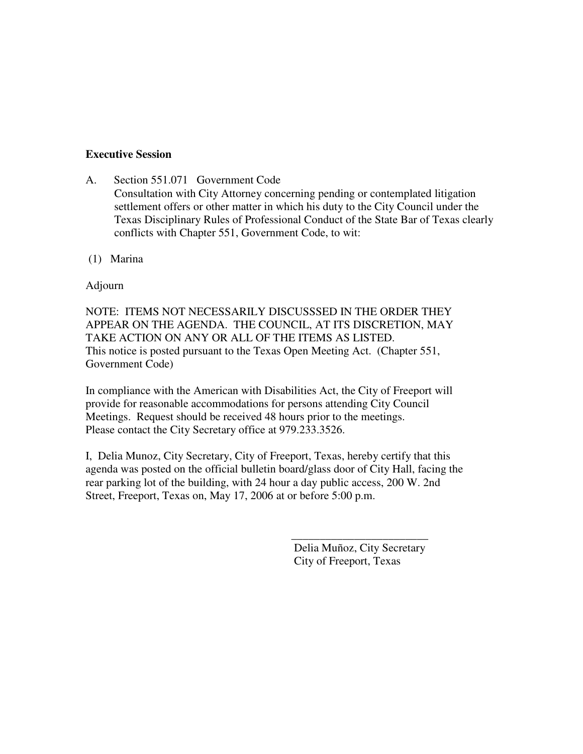**Executive Session**

A. Section 551.071 Government Code
   Consultation with City Attorney concerning pending or contemplated litigation settlement offers or other matter in which his duty to the City Council under the Texas Disciplinary Rules of Professional Conduct of the State Bar of Texas clearly conflicts with Chapter 551, Government Code, to wit:

(1) Marina

Adjourn

NOTE: ITEMS NOT NECESSARILY DISCUSSSED IN THE ORDER THEY APPEAR ON THE AGENDA. THE COUNCIL, AT ITS DISCRETION, MAY TAKE ACTION ON ANY OR ALL OF THE ITEMS AS LISTED.
This notice is posted pursuant to the Texas Open Meeting Act. (Chapter 551, Government Code)

In compliance with the American with Disabilities Act, the City of Freeport will provide for reasonable accommodations for persons attending City Council Meetings. Request should be received 48 hours prior to the meetings. Please contact the City Secretary office at 979.233.3526.

I, Delia Munoz, City Secretary, City of Freeport, Texas, hereby certify that this agenda was posted on the official bulletin board/glass door of City Hall, facing the rear parking lot of the building, with 24 hour a day public access, 200 W. 2nd Street, Freeport, Texas on, May 17, 2006 at or before 5:00 p.m.

\_\_\_\_\_\_\_\_\_\_\_\_\_\_\_\_\_\_\_\_\_\_\_\_
Delia Muñoz, City Secretary
City of Freeport, Texas